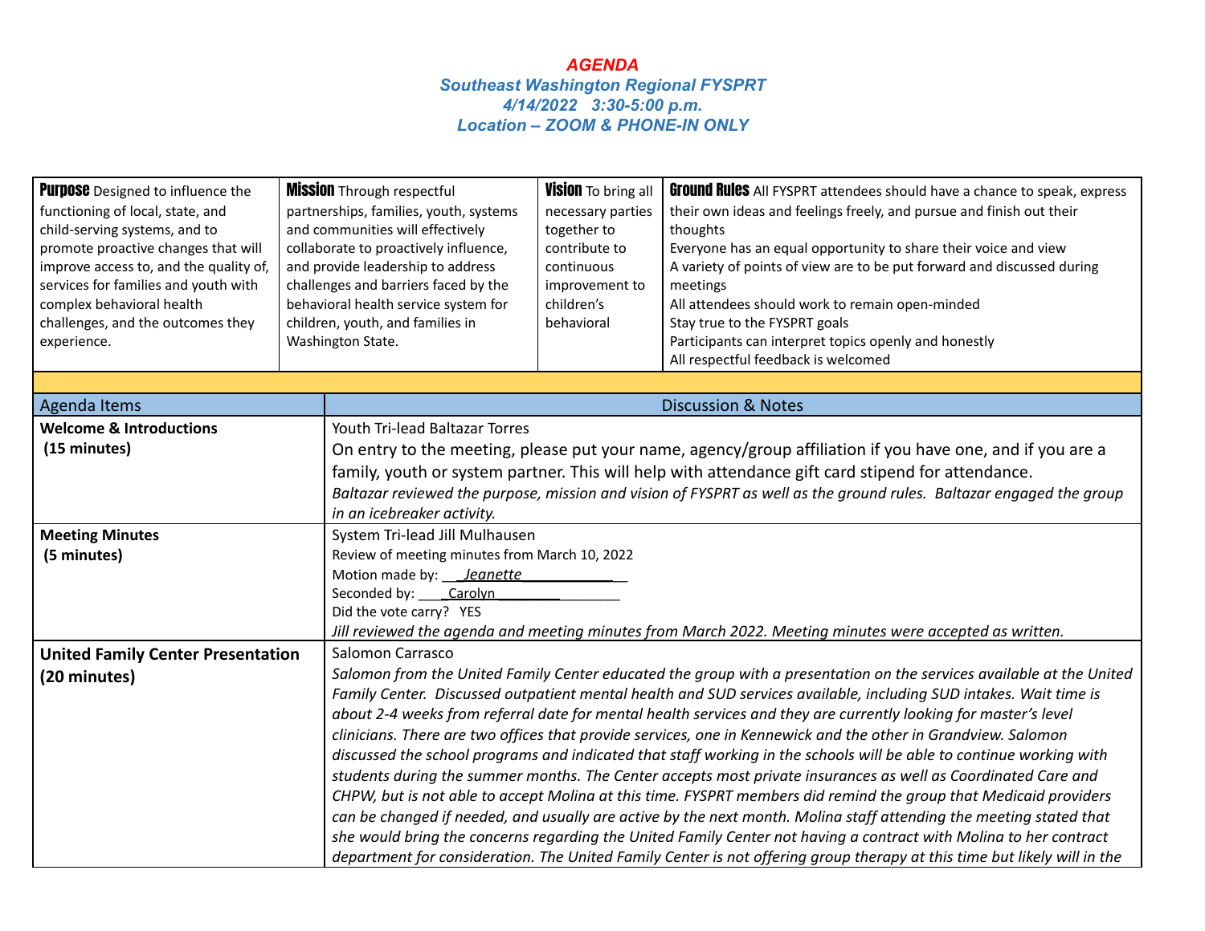# *AGENDA*

## *Southeast Washington Regional FYSPRT*

### *4/14/2022 3:30-5:00 p.m.*

### *Location – ZOOM & PHONE-IN ONLY*

| **Purpose** Designed to influence the functioning of local, state, and child-serving systems, and to promote proactive changes that will improve access to, and the quality of, services for families and youth with complex behavioral health challenges, and the outcomes they experience. | **Mission** Through respectful partnerships, families, youth, systems and communities will effectively collaborate to proactively influence, and provide leadership to address challenges and barriers faced by the behavioral health service system for children, youth, and families in Washington State. | **Vision** To bring all necessary parties together to contribute to continuous improvement to children's behavioral | **Ground Rules** All FYSPRT attendees should have a chance to speak, express their own ideas and feelings freely, and pursue and finish out their thoughts<br>Everyone has an equal opportunity to share their voice and view<br>A variety of points of view are to be put forward and discussed during meetings<br>All attendees should work to remain open-minded<br>Stay true to the FYSPRT goals<br>Participants can interpret topics openly and honestly<br>All respectful feedback is welcomed |
|---|---|---|---|

| Agenda Items | Discussion & Notes |
|---|---|
| **Welcome & Introductions**<br>**(15 minutes)** | Youth Tri-lead Baltazar Torres<br>On entry to the meeting, please put your name, agency/group affiliation if you have one, and if you are a family, youth or system partner. This will help with attendance gift card stipend for attendance.<br>*Baltazar reviewed the purpose, mission and vision of FYSPRT as well as the ground rules. Baltazar engaged the group in an icebreaker activity.* |
| **Meeting Minutes**<br>**(5 minutes)** | System Tri-lead Jill Mulhausen<br>Review of meeting minutes from March 10, 2022<br>Motion made by: ___Jeanette_____________<br>Seconded by: ____Carolyn_________________<br>Did the vote carry? YES<br>*Jill reviewed the agenda and meeting minutes from March 2022. Meeting minutes were accepted as written.* |
| **United Family Center Presentation**<br>**(20 minutes)** | Salomon Carrasco<br>*Salomon from the United Family Center educated the group with a presentation on the services available at the United Family Center. Discussed outpatient mental health and SUD services available, including SUD intakes. Wait time is about 2-4 weeks from referral date for mental health services and they are currently looking for master's level clinicians. There are two offices that provide services, one in Kennewick and the other in Grandview. Salomon discussed the school programs and indicated that staff working in the schools will be able to continue working with students during the summer months. The Center accepts most private insurances as well as Coordinated Care and CHPW, but is not able to accept Molina at this time. FYSPRT members did remind the group that Medicaid providers can be changed if needed, and usually are active by the next month. Molina staff attending the meeting stated that she would bring the concerns regarding the United Family Center not having a contract with Molina to her contract department for consideration. The United Family Center is not offering group therapy at this time but likely will in the* |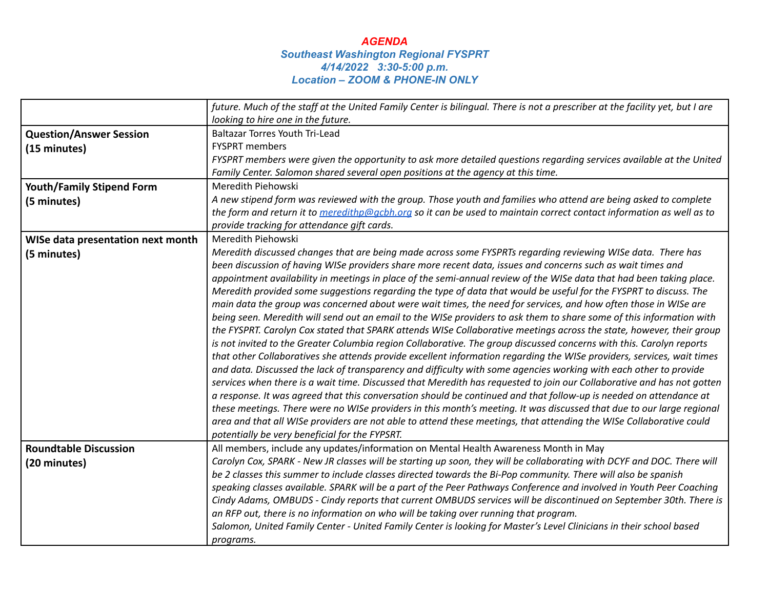# AGENDA

## Southeast Washington Regional FYSPRT

### 4/14/2022 3:30-5:00 p.m.

### Location – ZOOM & PHONE-IN ONLY

| | |
|---|---|
| | *future. Much of the staff at the United Family Center is bilingual. There is not a prescriber at the facility yet, but I are looking to hire one in the future.* |
| **Question/Answer Session (15 minutes)** | Baltazar Torres Youth Tri-Lead<br>FYSPRT members<br>*FYSPRT members were given the opportunity to ask more detailed questions regarding services available at the United Family Center. Salomon shared several open positions at the agency at this time.* |
| **Youth/Family Stipend Form (5 minutes)** | Meredith Piehowski<br>*A new stipend form was reviewed with the group. Those youth and families who attend are being asked to complete the form and return it to [meredithp@gcbh.org](mailto:meredithp@gcbh.org) so it can be used to maintain correct contact information as well as to provide tracking for attendance gift cards.* |
| **WISe data presentation next month (5 minutes)** | Meredith Piehowski<br>*Meredith discussed changes that are being made across some FYSPRTs regarding reviewing WISe data. There has been discussion of having WISe providers share more recent data, issues and concerns such as wait times and appointment availability in meetings in place of the semi-annual review of the WISe data that had been taking place. Meredith provided some suggestions regarding the type of data that would be useful for the FYSPRT to discuss. The main data the group was concerned about were wait times, the need for services, and how often those in WISe are being seen. Meredith will send out an email to the WISe providers to ask them to share some of this information with the FYSPRT. Carolyn Cox stated that SPARK attends WISe Collaborative meetings across the state, however, their group is not invited to the Greater Columbia region Collaborative. The group discussed concerns with this. Carolyn reports that other Collaboratives she attends provide excellent information regarding the WISe providers, services, wait times and data. Discussed the lack of transparency and difficulty with some agencies working with each other to provide services when there is a wait time. Discussed that Meredith has requested to join our Collaborative and has not gotten a response. It was agreed that this conversation should be continued and that follow-up is needed on attendance at these meetings. There were no WISe providers in this month's meeting. It was discussed that due to our large regional area and that all WISe providers are not able to attend these meetings, that attending the WISe Collaborative could potentially be very beneficial for the FYPSRT.* |
| **Roundtable Discussion (20 minutes)** | All members, include any updates/information on Mental Health Awareness Month in May<br>*Carolyn Cox, SPARK - New JR classes will be starting up soon, they will be collaborating with DCYF and DOC. There will be 2 classes this summer to include classes directed towards the Bi-Pop community. There will also be spanish speaking classes available. SPARK will be a part of the Peer Pathways Conference and involved in Youth Peer Coaching*<br>*Cindy Adams, OMBUDS - Cindy reports that current OMBUDS services will be discontinued on September 30th. There is an RFP out, there is no information on who will be taking over running that program.*<br>*Salomon, United Family Center - United Family Center is looking for Master's Level Clinicians in their school based programs.* |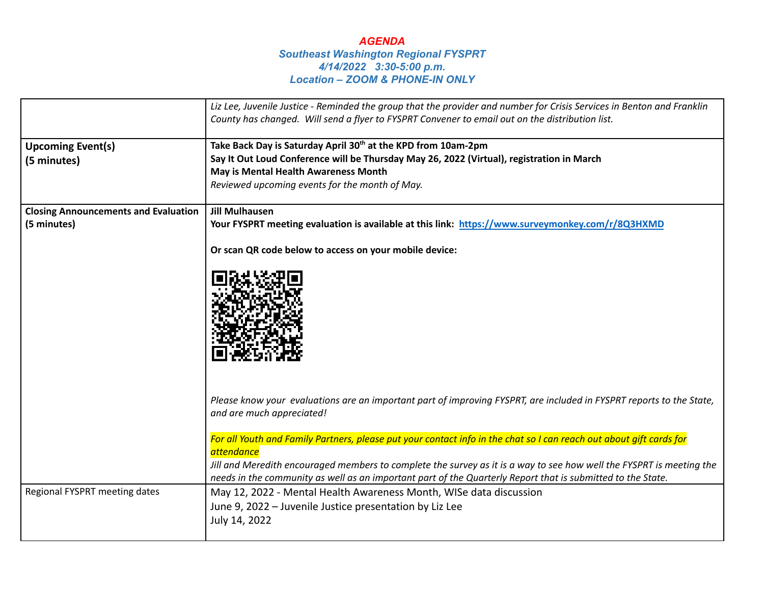*AGENDA*

***Southeast Washington Regional FYSPRT***

***4/14/2022 3:30-5:00 p.m.***

***Location – ZOOM & PHONE-IN ONLY***

| | |
|---|---|
| | *Liz Lee, Juvenile Justice - Reminded the group that the provider and number for Crisis Services in Benton and Franklin County has changed. Will send a flyer to FYSPRT Convener to email out on the distribution list.* |
| **Upcoming Event(s) (5 minutes)** | **Take Back Day is Saturday April 30th at the KPD from 10am-2pm**<br>**Say It Out Loud Conference will be Thursday May 26, 2022 (Virtual), registration in March**<br>**May is Mental Health Awareness Month**<br>*Reviewed upcoming events for the month of May.* |
| **Closing Announcements and Evaluation (5 minutes)** | **Jill Mulhausen**<br>**Your FYSPRT meeting evaluation is available at this link: https://www.surveymonkey.com/r/8Q3HXMD**<br><br>**Or scan QR code below to access on your mobile device:**<br><br>*Please know your evaluations are an important part of improving FYSPRT, are included in FYSPRT reports to the State, and are much appreciated!*<br><br>*For all Youth and Family Partners, please put your contact info in the chat so I can reach out about gift cards for attendance*<br>*Jill and Meredith encouraged members to complete the survey as it is a way to see how well the FYSPRT is meeting the needs in the community as well as an important part of the Quarterly Report that is submitted to the State.* |
| Regional FYSPRT meeting dates | May 12, 2022 - Mental Health Awareness Month, WISe data discussion<br>June 9, 2022 – Juvenile Justice presentation by Liz Lee<br>July 14, 2022 |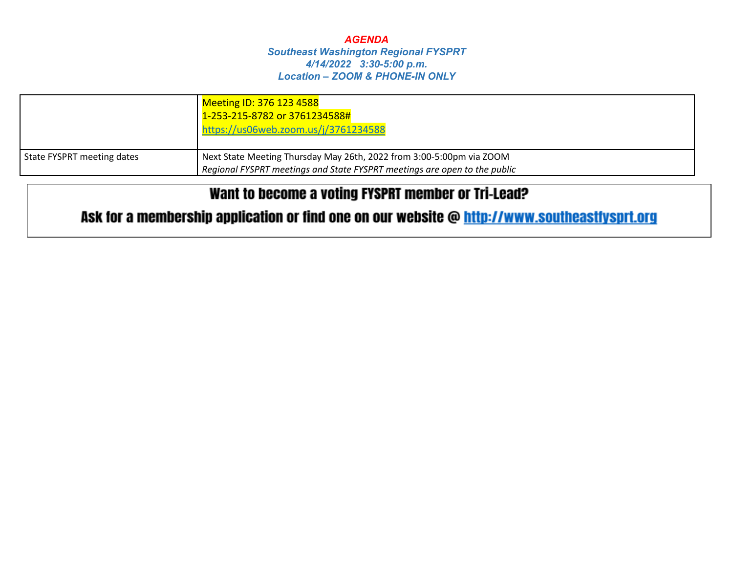*AGENDA*
***Southeast Washington Regional FYSPRT***
***4/14/2022 3:30-5:00 p.m.***
***Location – ZOOM & PHONE-IN ONLY***

| | |
|---|---|
| | Meeting ID: 376 123 4588<br>1-253-215-8782 or 3761234588#<br>https://us06web.zoom.us/j/3761234588 |
| State FYSPRT meeting dates | Next State Meeting Thursday May 26th, 2022 from 3:00-5:00pm via ZOOM<br>*Regional FYSPRT meetings and State FYSPRT meetings are open to the public* |

**Want to become a voting FYSPRT member or Tri-Lead?**

**Ask for a membership application or find one on our website @ http://www.southeastfysprt.org**